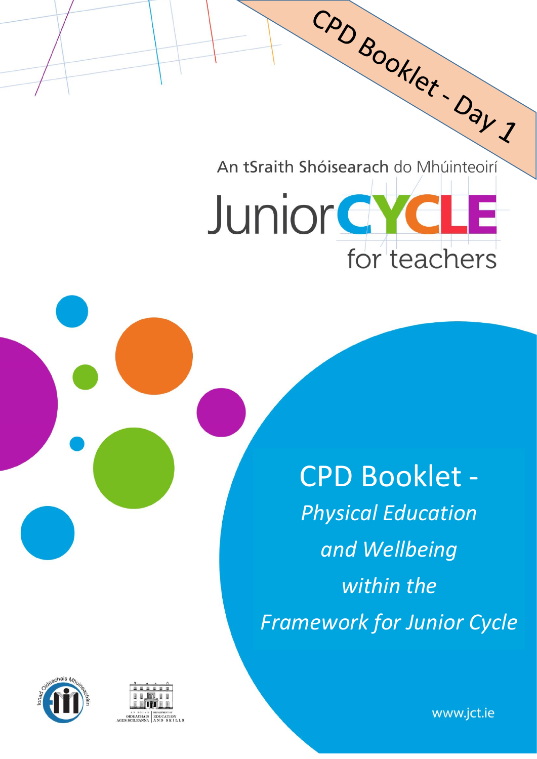CPD Booklet - Day 1

An tSraith Shóisearach do Mhúinteoirí

# Junior CYCLE for teachers

## CPD Booklet - *Physical Education and Wellbeing within the Framework for Junior Cycle*

www.jct.ie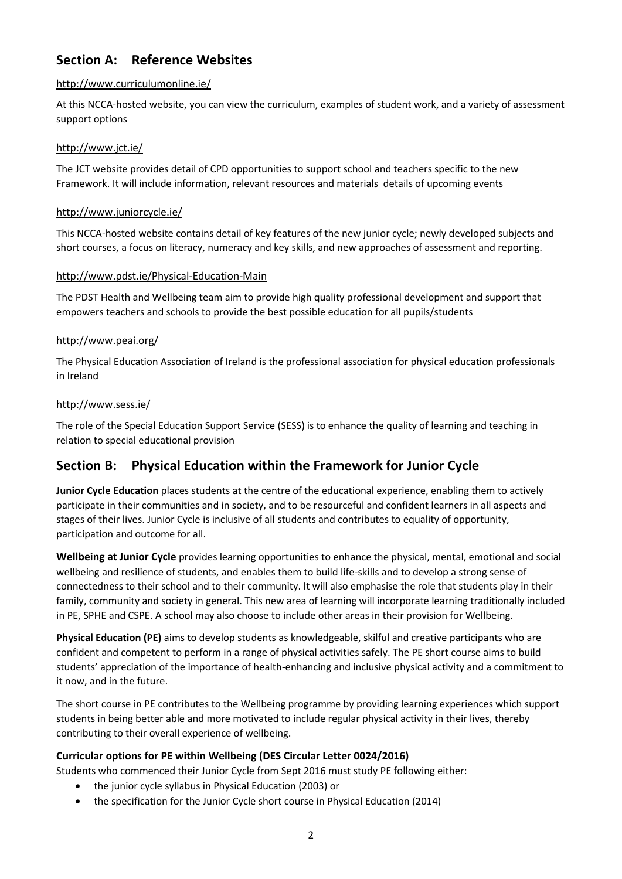## Section A: Reference Websites

http://www.curriculumonline.ie/

At this NCCA-hosted website, you can view the curriculum, examples of student work, and a variety of assessment support options

http://www.jct.ie/

The JCT website provides detail of CPD opportunities to support school and teachers specific to the new Framework. It will include information, relevant resources and materials details of upcoming events

http://www.juniorcycle.ie/

This NCCA-hosted website contains detail of key features of the new junior cycle; newly developed subjects and short courses, a focus on literacy, numeracy and key skills, and new approaches of assessment and reporting.

http://www.pdst.ie/Physical-Education-Main

The PDST Health and Wellbeing team aim to provide high quality professional development and support that empowers teachers and schools to provide the best possible education for all pupils/students

http://www.peai.org/

The Physical Education Association of Ireland is the professional association for physical education professionals in Ireland

http://www.sess.ie/

The role of the Special Education Support Service (SESS) is to enhance the quality of learning and teaching in relation to special educational provision

## Section B: Physical Education within the Framework for Junior Cycle

**Junior Cycle Education** places students at the centre of the educational experience, enabling them to actively participate in their communities and in society, and to be resourceful and confident learners in all aspects and stages of their lives. Junior Cycle is inclusive of all students and contributes to equality of opportunity, participation and outcome for all.

**Wellbeing at Junior Cycle** provides learning opportunities to enhance the physical, mental, emotional and social wellbeing and resilience of students, and enables them to build life-skills and to develop a strong sense of connectedness to their school and to their community. It will also emphasise the role that students play in their family, community and society in general. This new area of learning will incorporate learning traditionally included in PE, SPHE and CSPE. A school may also choose to include other areas in their provision for Wellbeing.

**Physical Education (PE)** aims to develop students as knowledgeable, skilful and creative participants who are confident and competent to perform in a range of physical activities safely. The PE short course aims to build students' appreciation of the importance of health-enhancing and inclusive physical activity and a commitment to it now, and in the future.

The short course in PE contributes to the Wellbeing programme by providing learning experiences which support students in being better able and more motivated to include regular physical activity in their lives, thereby contributing to their overall experience of wellbeing.

**Curricular options for PE within Wellbeing (DES Circular Letter 0024/2016)**

Students who commenced their Junior Cycle from Sept 2016 must study PE following either:

- the junior cycle syllabus in Physical Education (2003) or
- the specification for the Junior Cycle short course in Physical Education (2014)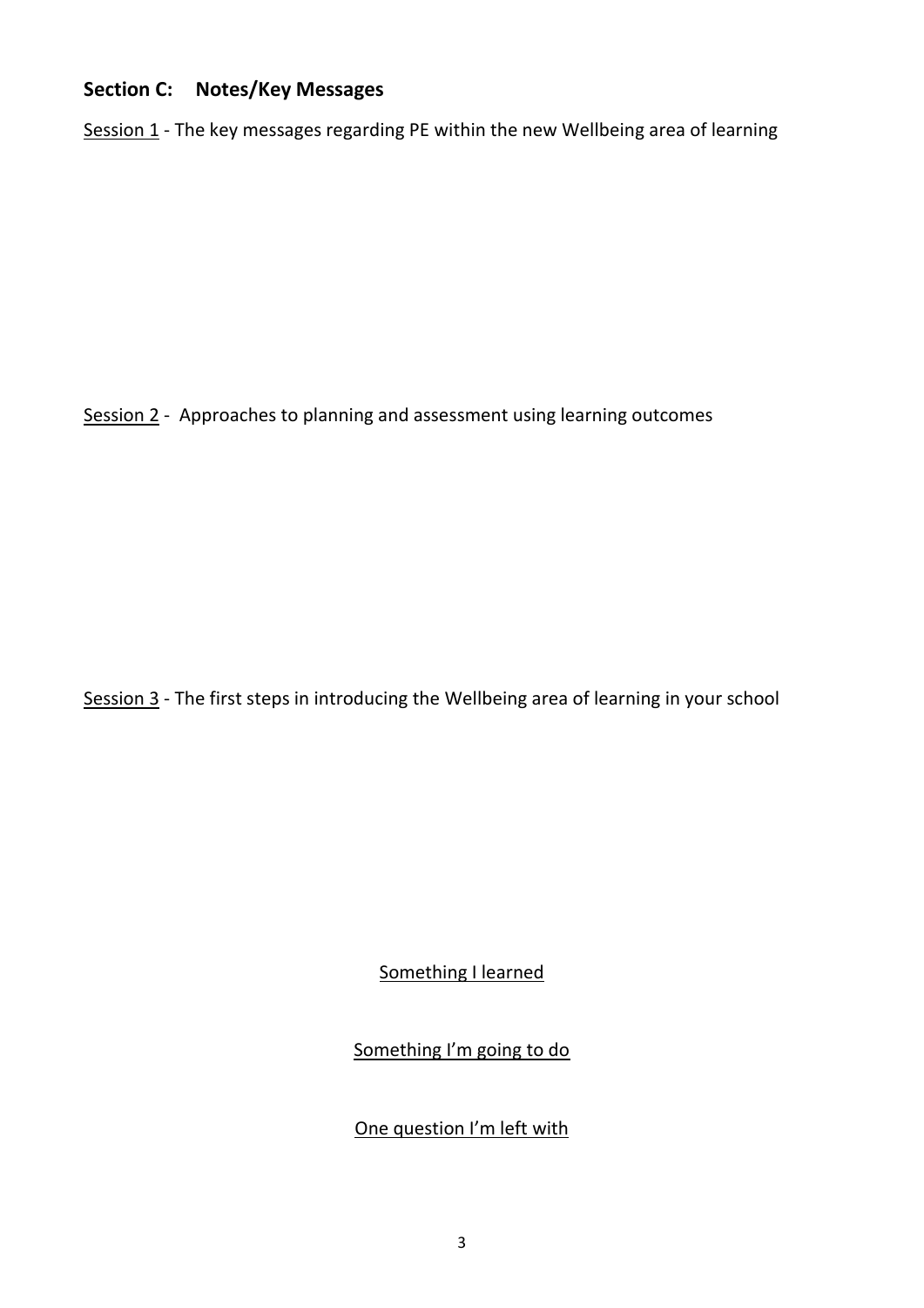## Section C: Notes/Key Messages

<u>Session 1</u> - The key messages regarding PE within the new Wellbeing area of learning

<u>Session 2</u> - Approaches to planning and assessment using learning outcomes

<u>Session 3</u> - The first steps in introducing the Wellbeing area of learning in your school

<u>Something I learned</u>

<u>Something I'm going to do</u>

<u>One question I'm left with</u>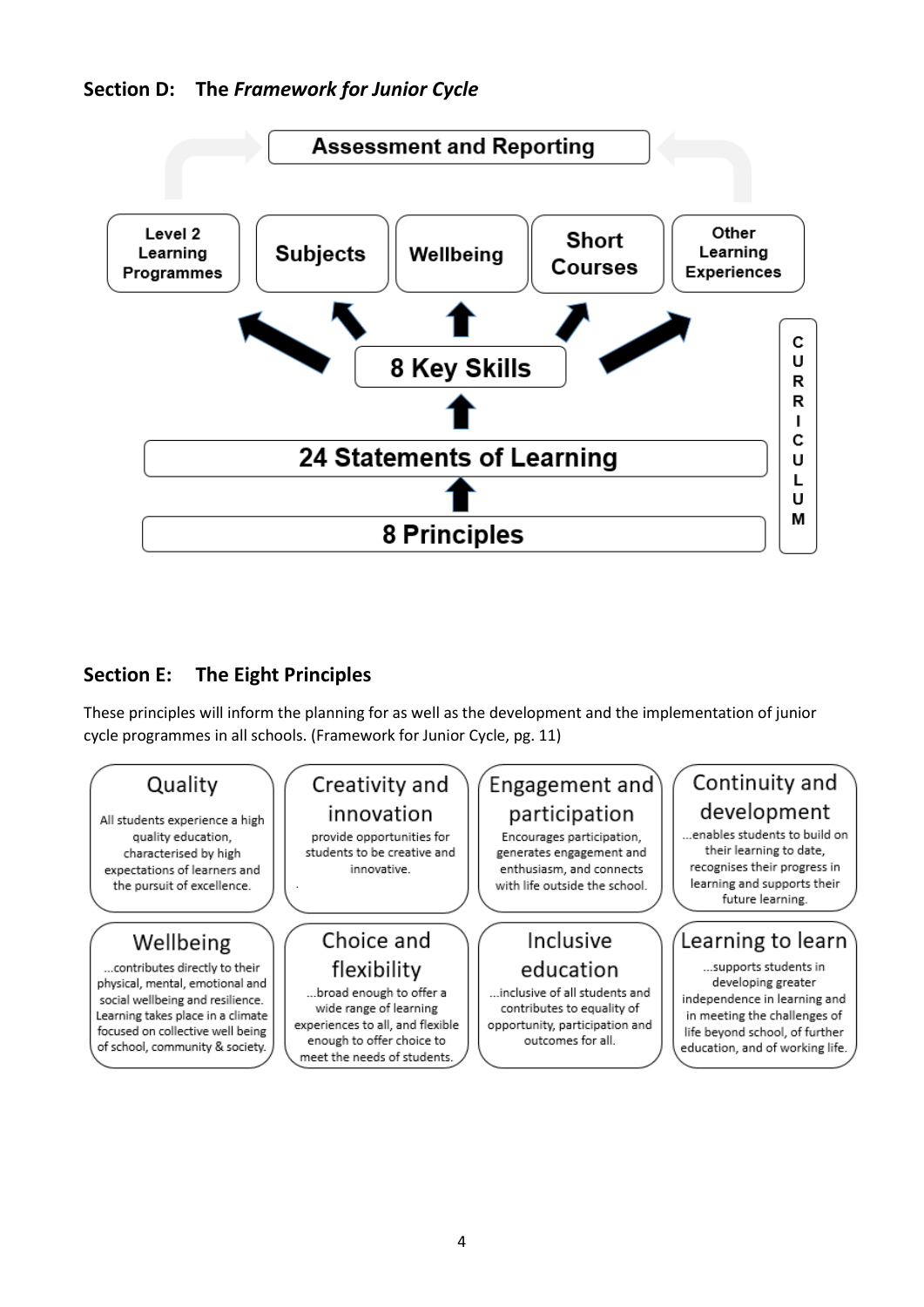## Section D: The *Framework for Junior Cycle*

Assessment and Reporting

Level 2 Learning Programmes | Subjects | Wellbeing | Short Courses | Other Learning Experiences

8 Key Skills

24 Statements of Learning

8 Principles

CURRICULUM

## Section E: The Eight Principles

These principles will inform the planning for as well as the development and the implementation of junior cycle programmes in all schools. (Framework for Junior Cycle, pg. 11)

**Quality**

All students experience a high quality education, characterised by high expectations of learners and the pursuit of excellence.

**Creativity and innovation**

provide opportunities for students to be creative and innovative.

**Engagement and participation**

Encourages participation, generates engagement and enthusiasm, and connects with life outside the school.

**Continuity and development**

...enables students to build on their learning to date, recognises their progress in learning and supports their future learning.

**Wellbeing**

...contributes directly to their physical, mental, emotional and social wellbeing and resilience. Learning takes place in a climate focused on collective well being of school, community & society.

**Choice and flexibility**

...broad enough to offer a wide range of learning experiences to all, and flexible enough to offer choice to meet the needs of students.

**Inclusive education**

...inclusive of all students and contributes to equality of opportunity, participation and outcomes for all.

**Learning to learn**

...supports students in developing greater independence in learning and in meeting the challenges of life beyond school, of further education, and of working life.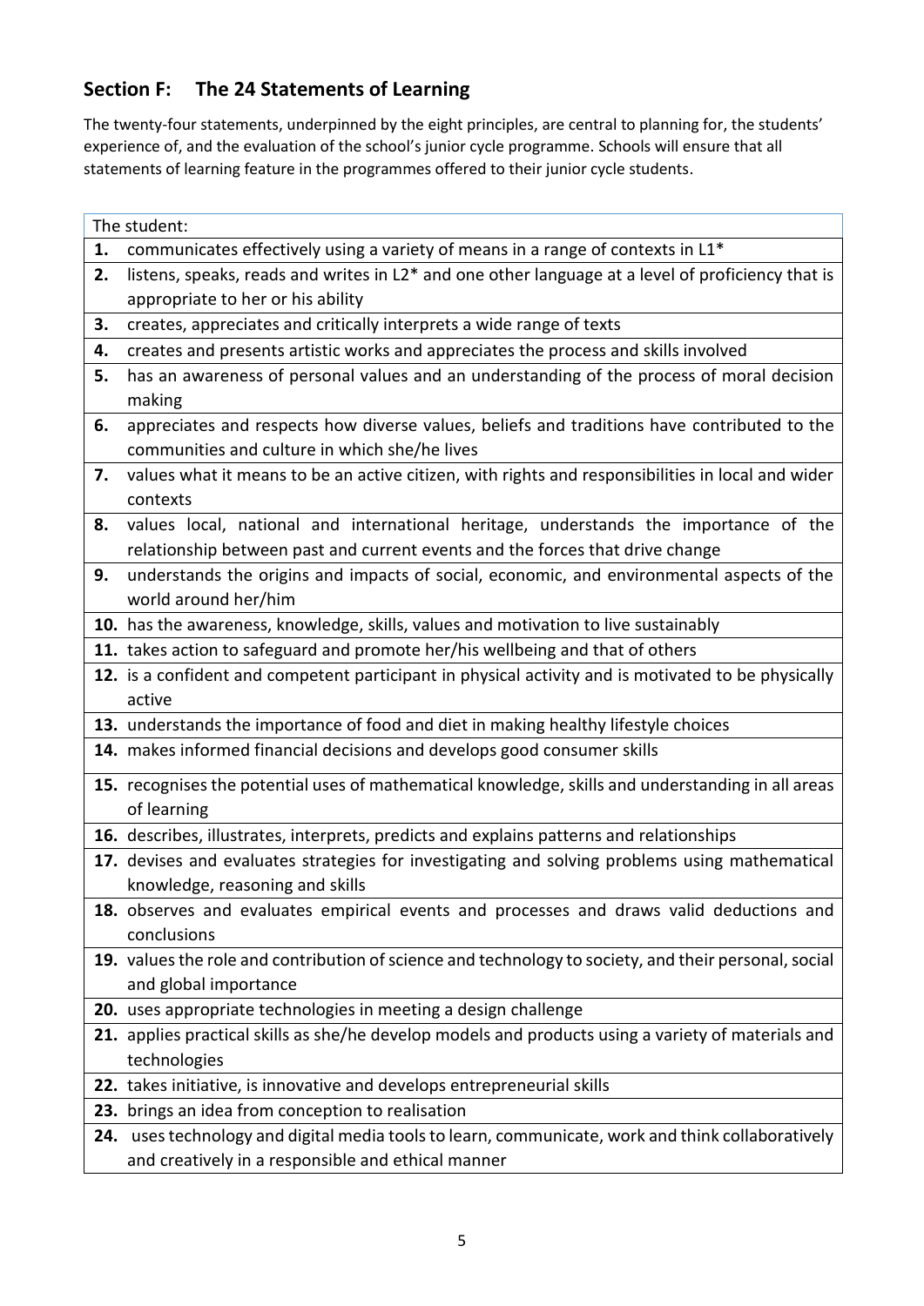## Section F: The 24 Statements of Learning

The twenty-four statements, underpinned by the eight principles, are central to planning for, the students' experience of, and the evaluation of the school's junior cycle programme. Schools will ensure that all statements of learning feature in the programmes offered to their junior cycle students.

| The student: | |
|---|---|
| **1.** | communicates effectively using a variety of means in a range of contexts in L1* |
| **2.** | listens, speaks, reads and writes in L2* and one other language at a level of proficiency that is appropriate to her or his ability |
| **3.** | creates, appreciates and critically interprets a wide range of texts |
| **4.** | creates and presents artistic works and appreciates the process and skills involved |
| **5.** | has an awareness of personal values and an understanding of the process of moral decision making |
| **6.** | appreciates and respects how diverse values, beliefs and traditions have contributed to the communities and culture in which she/he lives |
| **7.** | values what it means to be an active citizen, with rights and responsibilities in local and wider contexts |
| **8.** | values local, national and international heritage, understands the importance of the relationship between past and current events and the forces that drive change |
| **9.** | understands the origins and impacts of social, economic, and environmental aspects of the world around her/him |
| **10.** | has the awareness, knowledge, skills, values and motivation to live sustainably |
| **11.** | takes action to safeguard and promote her/his wellbeing and that of others |
| **12.** | is a confident and competent participant in physical activity and is motivated to be physically active |
| **13.** | understands the importance of food and diet in making healthy lifestyle choices |
| **14.** | makes informed financial decisions and develops good consumer skills |
| **15.** | recognises the potential uses of mathematical knowledge, skills and understanding in all areas of learning |
| **16.** | describes, illustrates, interprets, predicts and explains patterns and relationships |
| **17.** | devises and evaluates strategies for investigating and solving problems using mathematical knowledge, reasoning and skills |
| **18.** | observes and evaluates empirical events and processes and draws valid deductions and conclusions |
| **19.** | values the role and contribution of science and technology to society, and their personal, social and global importance |
| **20.** | uses appropriate technologies in meeting a design challenge |
| **21.** | applies practical skills as she/he develop models and products using a variety of materials and technologies |
| **22.** | takes initiative, is innovative and develops entrepreneurial skills |
| **23.** | brings an idea from conception to realisation |
| **24.** | uses technology and digital media tools to learn, communicate, work and think collaboratively and creatively in a responsible and ethical manner |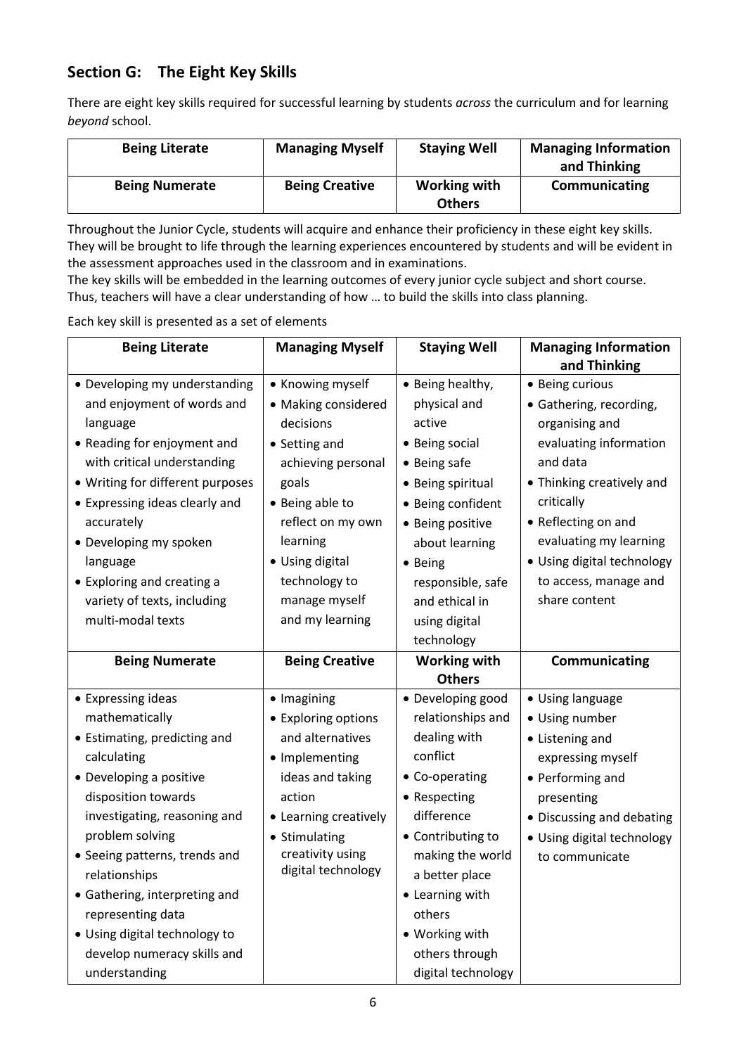## Section G: The Eight Key Skills

There are eight key skills required for successful learning by students *across* the curriculum and for learning *beyond* school.

| Being Literate | Managing Myself | Staying Well | Managing Information and Thinking |
|---|---|---|---|
| **Being Numerate** | **Being Creative** | **Working with Others** | **Communicating** |

Throughout the Junior Cycle, students will acquire and enhance their proficiency in these eight key skills. They will be brought to life through the learning experiences encountered by students and will be evident in the assessment approaches used in the classroom and in examinations.

The key skills will be embedded in the learning outcomes of every junior cycle subject and short course. Thus, teachers will have a clear understanding of how … to build the skills into class planning.

Each key skill is presented as a set of elements

| Being Literate | Managing Myself | Staying Well | Managing Information and Thinking |
|---|---|---|---|
| • Developing my understanding and enjoyment of words and language<br>• Reading for enjoyment and with critical understanding<br>• Writing for different purposes<br>• Expressing ideas clearly and accurately<br>• Developing my spoken language<br>• Exploring and creating a variety of texts, including multi-modal texts | • Knowing myself<br>• Making considered decisions<br>• Setting and achieving personal goals<br>• Being able to reflect on my own learning<br>• Using digital technology to manage myself and my learning | • Being healthy, physical and active<br>• Being social<br>• Being safe<br>• Being spiritual<br>• Being confident<br>• Being positive about learning<br>• Being responsible, safe and ethical in using digital technology | • Being curious<br>• Gathering, recording, organising and evaluating information and data<br>• Thinking creatively and critically<br>• Reflecting on and evaluating my learning<br>• Using digital technology to access, manage and share content |
| **Being Numerate** | **Being Creative** | **Working with Others** | **Communicating** |
| • Expressing ideas mathematically<br>• Estimating, predicting and calculating<br>• Developing a positive disposition towards investigating, reasoning and problem solving<br>• Seeing patterns, trends and relationships<br>• Gathering, interpreting and representing data<br>• Using digital technology to develop numeracy skills and understanding | • Imagining<br>• Exploring options and alternatives<br>• Implementing ideas and taking action<br>• Learning creatively<br>• Stimulating creativity using digital technology | • Developing good relationships and dealing with conflict<br>• Co-operating<br>• Respecting difference<br>• Contributing to making the world a better place<br>• Learning with others<br>• Working with others through digital technology | • Using language<br>• Using number<br>• Listening and expressing myself<br>• Performing and presenting<br>• Discussing and debating<br>• Using digital technology to communicate |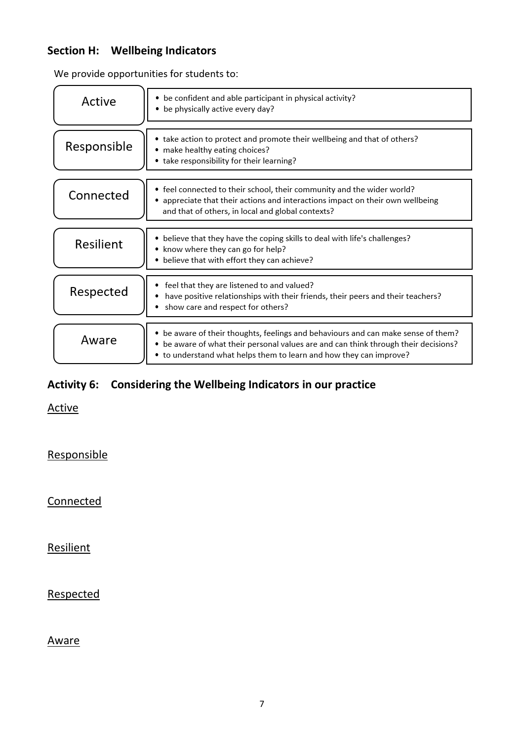## Section H: Wellbeing Indicators

We provide opportunities for students to:

| | |
|---|---|
| Active | • be confident and able participant in physical activity?<br>• be physically active every day? |
| Responsible | • take action to protect and promote their wellbeing and that of others?<br>• make healthy eating choices?<br>• take responsibility for their learning? |
| Connected | • feel connected to their school, their community and the wider world?<br>• appreciate that their actions and interactions impact on their own wellbeing and that of others, in local and global contexts? |
| Resilient | • believe that they have the coping skills to deal with life's challenges?<br>• know where they can go for help?<br>• believe that with effort they can achieve? |
| Respected | • feel that they are listened to and valued?<br>• have positive relationships with their friends, their peers and their teachers?<br>• show care and respect for others? |
| Aware | • be aware of their thoughts, feelings and behaviours and can make sense of them?<br>• be aware of what their personal values are and can think through their decisions?<br>• to understand what helps them to learn and how they can improve? |

## Activity 6: Considering the Wellbeing Indicators in our practice

<u>Active</u>

<u>Responsible</u>

<u>Connected</u>

<u>Resilient</u>

<u>Respected</u>

<u>Aware</u>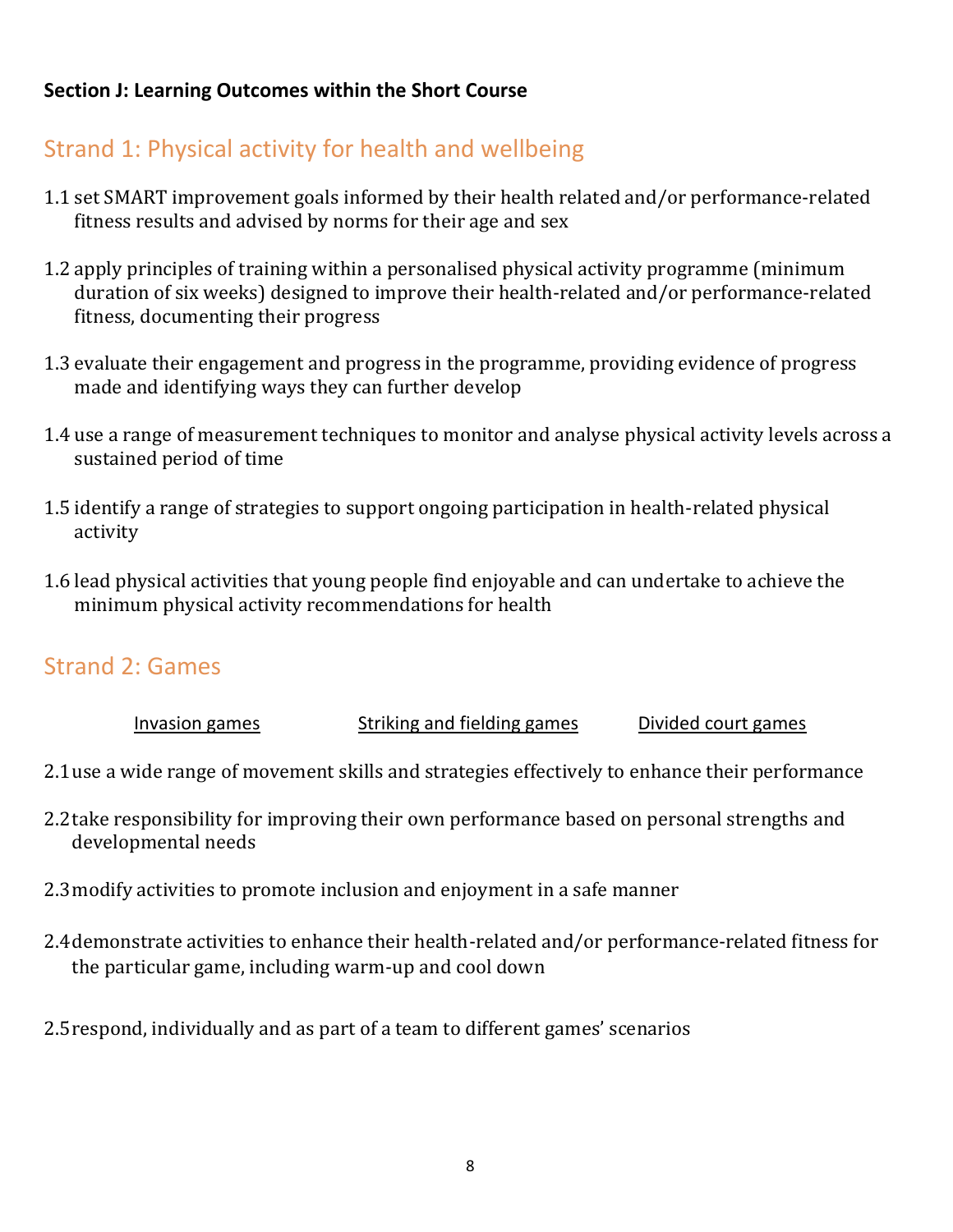**Section J: Learning Outcomes within the Short Course**

## Strand 1: Physical activity for health and wellbeing

1.1 set SMART improvement goals informed by their health related and/or performance-related fitness results and advised by norms for their age and sex

1.2 apply principles of training within a personalised physical activity programme (minimum duration of six weeks) designed to improve their health-related and/or performance-related fitness, documenting their progress

1.3 evaluate their engagement and progress in the programme, providing evidence of progress made and identifying ways they can further develop

1.4 use a range of measurement techniques to monitor and analyse physical activity levels across a sustained period of time

1.5 identify a range of strategies to support ongoing participation in health-related physical activity

1.6 lead physical activities that young people find enjoyable and can undertake to achieve the minimum physical activity recommendations for health

## Strand 2: Games

Invasion games — Striking and fielding games — Divided court games

2.1 use a wide range of movement skills and strategies effectively to enhance their performance

2.2 take responsibility for improving their own performance based on personal strengths and developmental needs

2.3 modify activities to promote inclusion and enjoyment in a safe manner

2.4 demonstrate activities to enhance their health-related and/or performance-related fitness for the particular game, including warm-up and cool down

2.5 respond, individually and as part of a team to different games' scenarios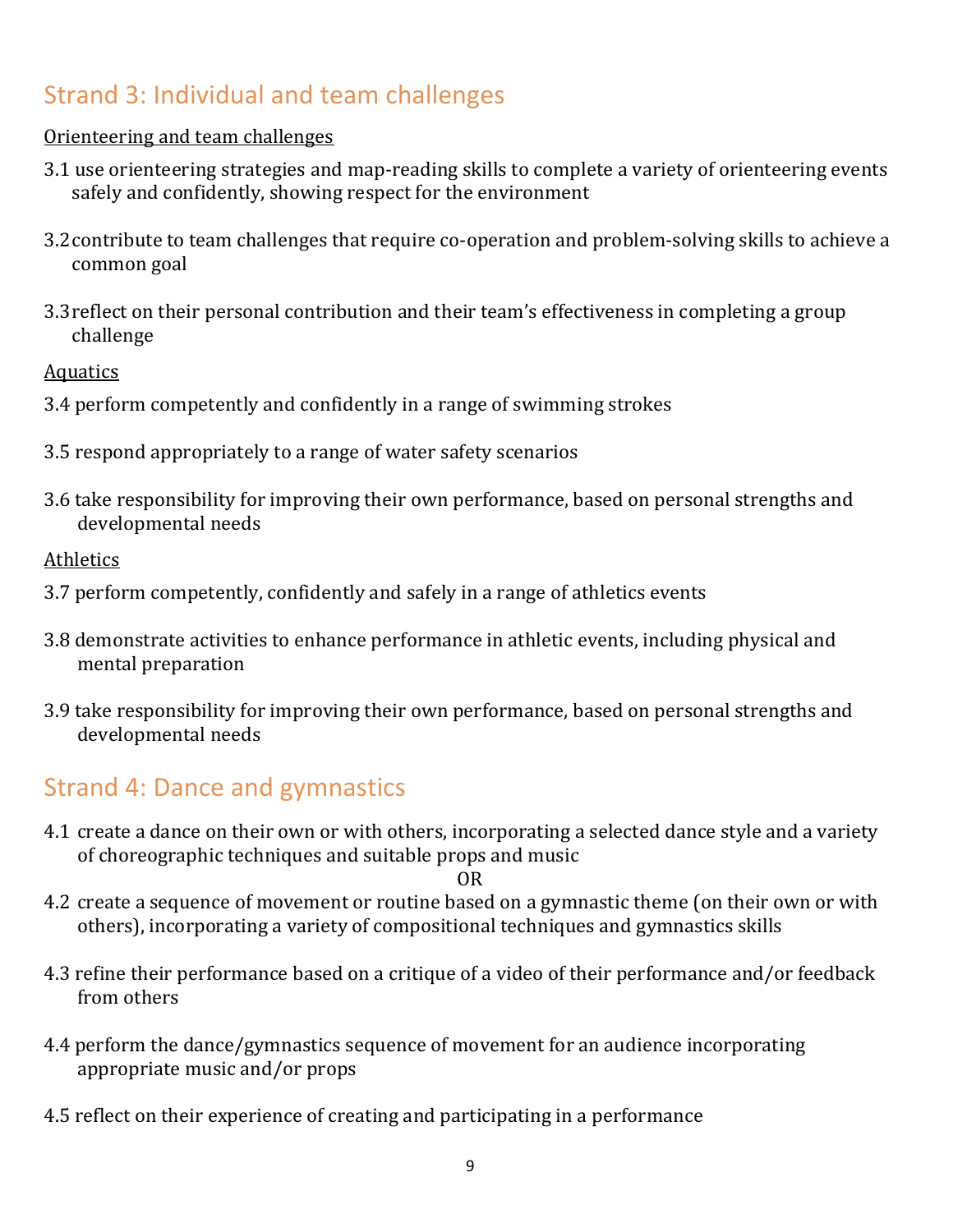## Strand 3: Individual and team challenges

Orienteering and team challenges

3.1 use orienteering strategies and map-reading skills to complete a variety of orienteering events safely and confidently, showing respect for the environment

3.2 contribute to team challenges that require co-operation and problem-solving skills to achieve a common goal

3.3 reflect on their personal contribution and their team's effectiveness in completing a group challenge

Aquatics

3.4 perform competently and confidently in a range of swimming strokes

3.5 respond appropriately to a range of water safety scenarios

3.6 take responsibility for improving their own performance, based on personal strengths and developmental needs

Athletics

3.7 perform competently, confidently and safely in a range of athletics events

3.8 demonstrate activities to enhance performance in athletic events, including physical and mental preparation

3.9 take responsibility for improving their own performance, based on personal strengths and developmental needs

## Strand 4: Dance and gymnastics

4.1 create a dance on their own or with others, incorporating a selected dance style and a variety of choreographic techniques and suitable props and music

OR

4.2 create a sequence of movement or routine based on a gymnastic theme (on their own or with others), incorporating a variety of compositional techniques and gymnastics skills

4.3 refine their performance based on a critique of a video of their performance and/or feedback from others

4.4 perform the dance/gymnastics sequence of movement for an audience incorporating appropriate music and/or props

4.5 reflect on their experience of creating and participating in a performance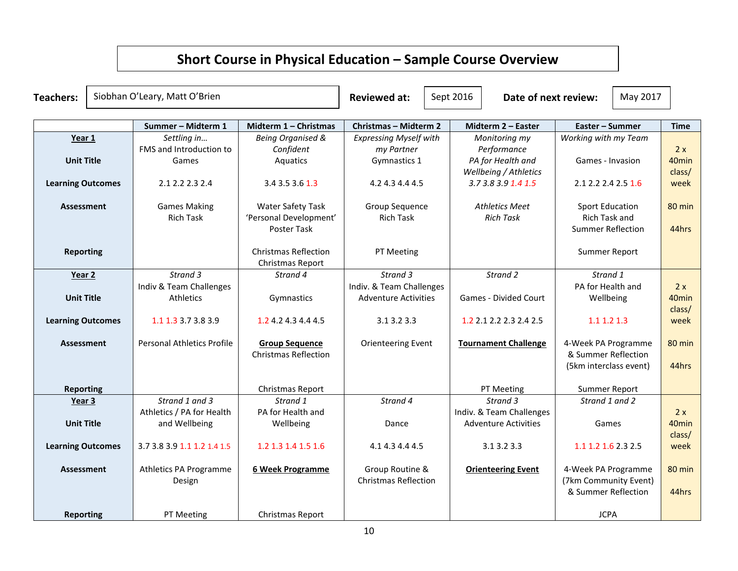# Short Course in Physical Education – Sample Course Overview

**Teachers:** Siobhan O'Leary, Matt O'Brien **Reviewed at:** Sept 2016 **Date of next review:** May 2017

| | Summer – Midterm 1 | Midterm 1 – Christmas | Christmas – Midterm 2 | Midterm 2 – Easter | Easter – Summer | Time |
|---|---|---|---|---|---|---|
| **Year 1** | *Settling in…* | *Being Organised & Confident* | *Expressing Myself with my Partner* | *Monitoring my Performance* | *Working with my Team* | |
| **Unit Title** | FMS and Introduction to Games | Aquatics | Gymnastics 1 | *PA for Health and Wellbeing / Athletics* | Games - Invasion | 2 x 40min class/ week |
| **Learning Outcomes** | 2.1 2.2 2.3 2.4 | 3.4 3.5 3.6 1.3 | 4.2 4.3 4.4 4.5 | *3.7 3.8 3.9 1.4 1.5* | 2.1 2.2 2.4 2.5 1.6 | |
| **Assessment** | Games Making Rich Task | Water Safety Task 'Personal Development' Poster Task | Group Sequence Rich Task | *Athletics Meet Rich Task* | Sport Education Rich Task and Summer Reflection | 80 min 44hrs |
| **Reporting** | | Christmas Reflection Christmas Report | PT Meeting | | Summer Report | |
| **Year 2** | *Strand 3* | *Strand 4* | *Strand 3* | *Strand 2* | *Strand 1* | |
| **Unit Title** | Indiv & Team Challenges Athletics | Gymnastics | Indiv. & Team Challenges Adventure Activities | Games - Divided Court | PA for Health and Wellbeing | 2 x 40min class/ week |
| **Learning Outcomes** | 1.1 1.3 3.7 3.8 3.9 | 1.2 4.2 4.3 4.4 4.5 | 3.1 3.2 3.3 | 1.2 2.1 2.2 2.3 2.4 2.5 | 1.1 1.2 1.3 | |
| **Assessment** | Personal Athletics Profile | **Group Sequence** Christmas Reflection | Orienteering Event | **Tournament Challenge** | 4-Week PA Programme & Summer Reflection (5km interclass event) | 80 min 44hrs |
| **Reporting** | | Christmas Report | | PT Meeting | Summer Report | |
| **Year 3** | *Strand 1 and 3* | *Strand 1* | *Strand 4* | *Strand 3* | *Strand 1 and 2* | |
| **Unit Title** | Athletics / PA for Health and Wellbeing | PA for Health and Wellbeing | Dance | Indiv. & Team Challenges Adventure Activities | Games | 2 x 40min class/ week |
| **Learning Outcomes** | 3.7 3.8 3.9 1.1 1.2 1.4 1.5 | 1.2 1.3 1.4 1.5 1.6 | 4.1 4.3 4.4 4.5 | 3.1 3.2 3.3 | 1.1 1.2 1.6 2.3 2.5 | |
| **Assessment** | Athletics PA Programme Design | **6 Week Programme** | Group Routine & Christmas Reflection | **Orienteering Event** | 4-Week PA Programme (7km Community Event) & Summer Reflection | 80 min 44hrs |
| **Reporting** | PT Meeting | Christmas Report | | | JCPA | |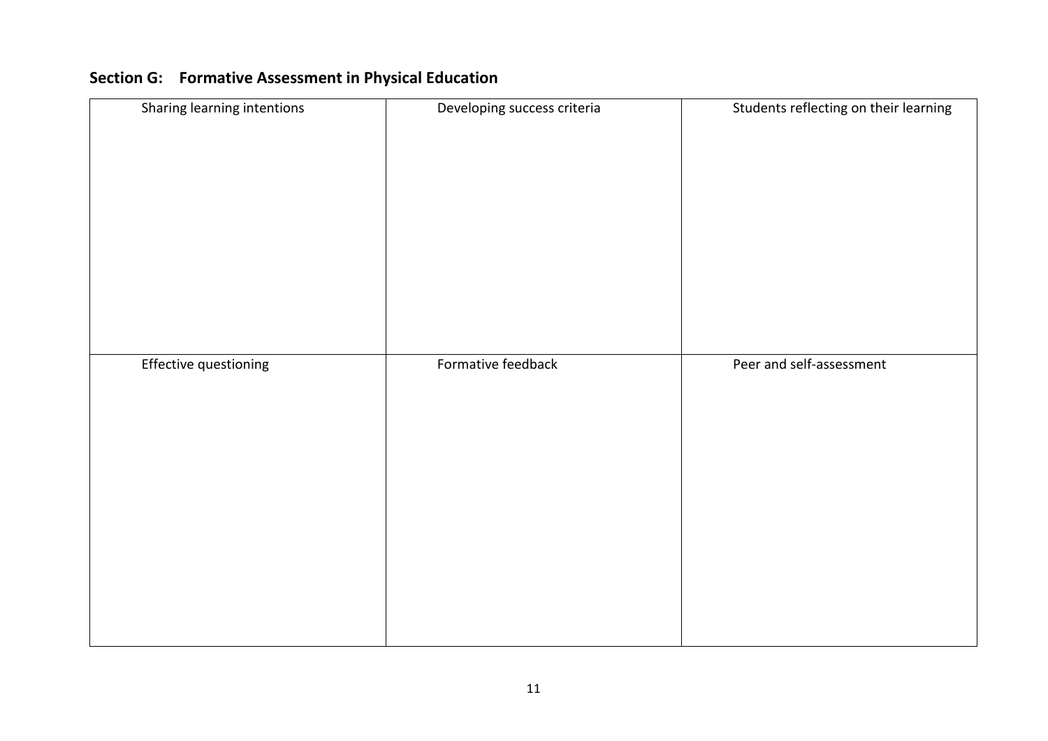## Section G: Formative Assessment in Physical Education

| Sharing learning intentions | Developing success criteria | Students reflecting on their learning |
| --- | --- | --- |
| | | |
| **Effective questioning** | **Formative feedback** | **Peer and self-assessment** |
| | | |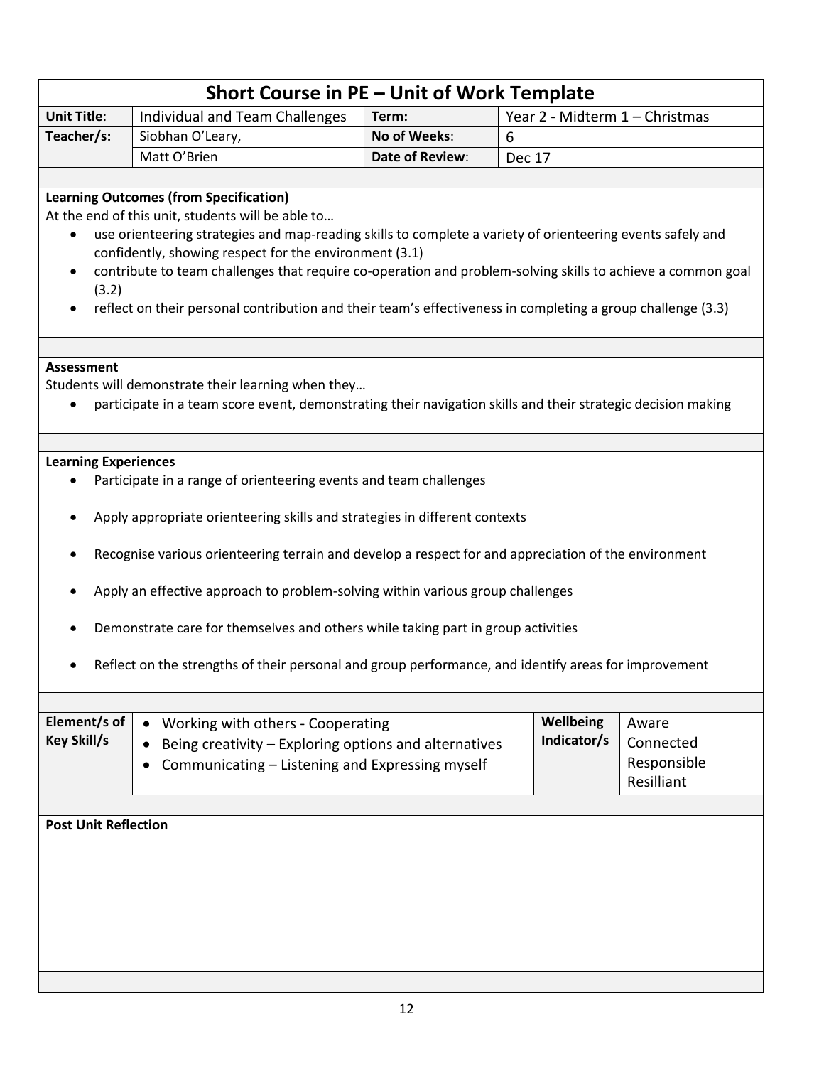# Short Course in PE – Unit of Work Template

| Unit Title: | Individual and Team Challenges | Term: | Year 2 - Midterm 1 – Christmas |
|---|---|---|---|
| Teacher/s: | Siobhan O'Leary, | No of Weeks: | 6 |
| | Matt O'Brien | Date of Review: | Dec 17 |

**Learning Outcomes (from Specification)**

At the end of this unit, students will be able to…

- use orienteering strategies and map-reading skills to complete a variety of orienteering events safely and confidently, showing respect for the environment (3.1)
- contribute to team challenges that require co-operation and problem-solving skills to achieve a common goal (3.2)
- reflect on their personal contribution and their team's effectiveness in completing a group challenge (3.3)

**Assessment**

Students will demonstrate their learning when they…

- participate in a team score event, demonstrating their navigation skills and their strategic decision making

**Learning Experiences**

- Participate in a range of orienteering events and team challenges
- Apply appropriate orienteering skills and strategies in different contexts
- Recognise various orienteering terrain and develop a respect for and appreciation of the environment
- Apply an effective approach to problem-solving within various group challenges
- Demonstrate care for themselves and others while taking part in group activities
- Reflect on the strengths of their personal and group performance, and identify areas for improvement

| Element/s of Key Skill/s | Working with others - Cooperating<br>Being creativity – Exploring options and alternatives<br>Communicating – Listening and Expressing myself | Wellbeing Indicator/s | Aware<br>Connected<br>Responsible<br>Resilliant |
|---|---|---|---|

**Post Unit Reflection**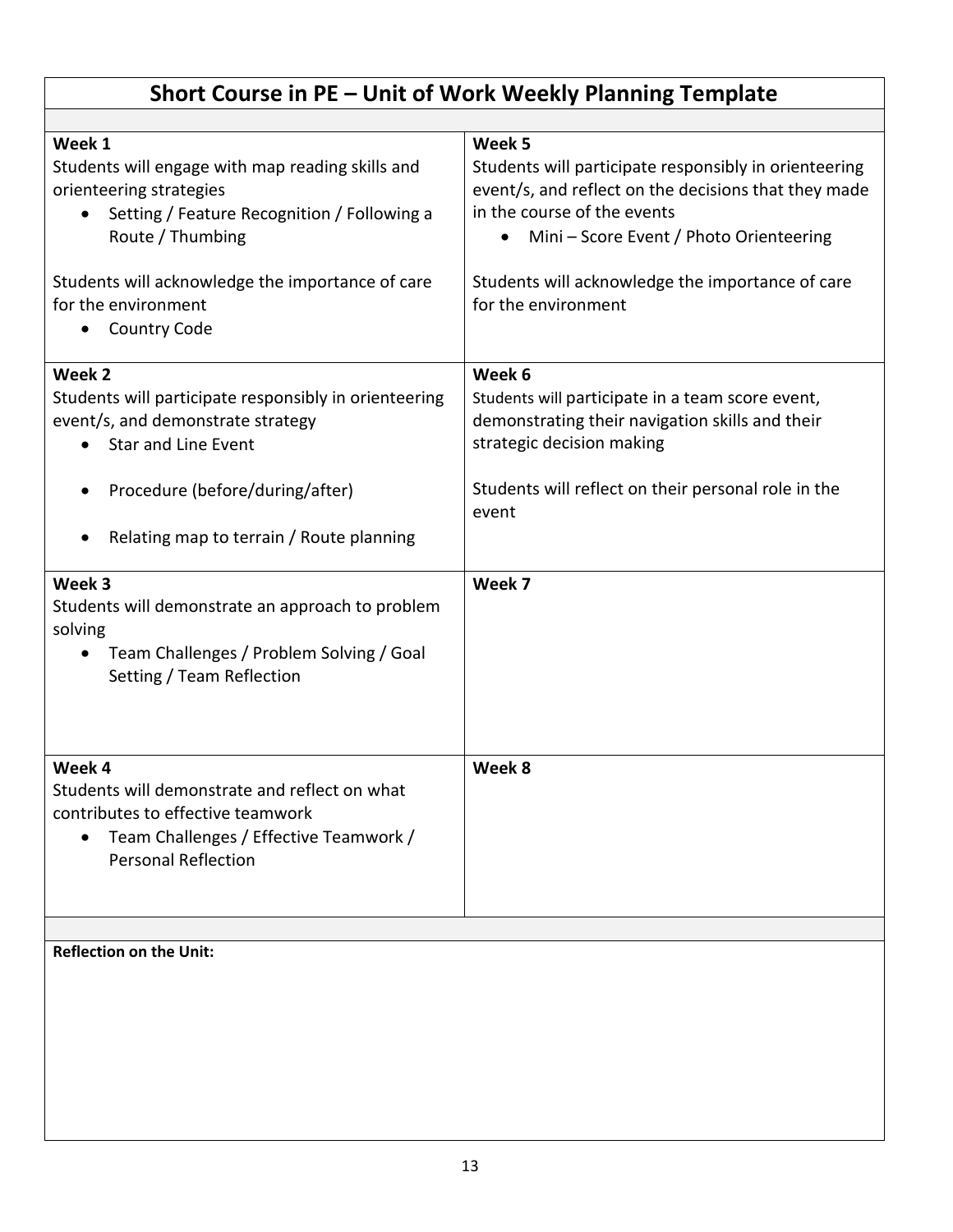# Short Course in PE – Unit of Work Weekly Planning Template

| Week 1–4 | Week 5–8 |
|---|---|
| **Week 1**<br>Students will engage with map reading skills and orienteering strategies<br>• Setting / Feature Recognition / Following a Route / Thumbing<br><br>Students will acknowledge the importance of care for the environment<br>• Country Code | **Week 5**<br>Students will participate responsibly in orienteering event/s, and reflect on the decisions that they made in the course of the events<br>• Mini – Score Event / Photo Orienteering<br><br>Students will acknowledge the importance of care for the environment |
| **Week 2**<br>Students will participate responsibly in orienteering event/s, and demonstrate strategy<br>• Star and Line Event<br>• Procedure (before/during/after)<br>• Relating map to terrain / Route planning | **Week 6**<br>Students will participate in a team score event, demonstrating their navigation skills and their strategic decision making<br><br>Students will reflect on their personal role in the event |
| **Week 3**<br>Students will demonstrate an approach to problem solving<br>• Team Challenges / Problem Solving / Goal Setting / Team Reflection | **Week 7** |
| **Week 4**<br>Students will demonstrate and reflect on what contributes to effective teamwork<br>• Team Challenges / Effective Teamwork / Personal Reflection | **Week 8** |

**Reflection on the Unit:**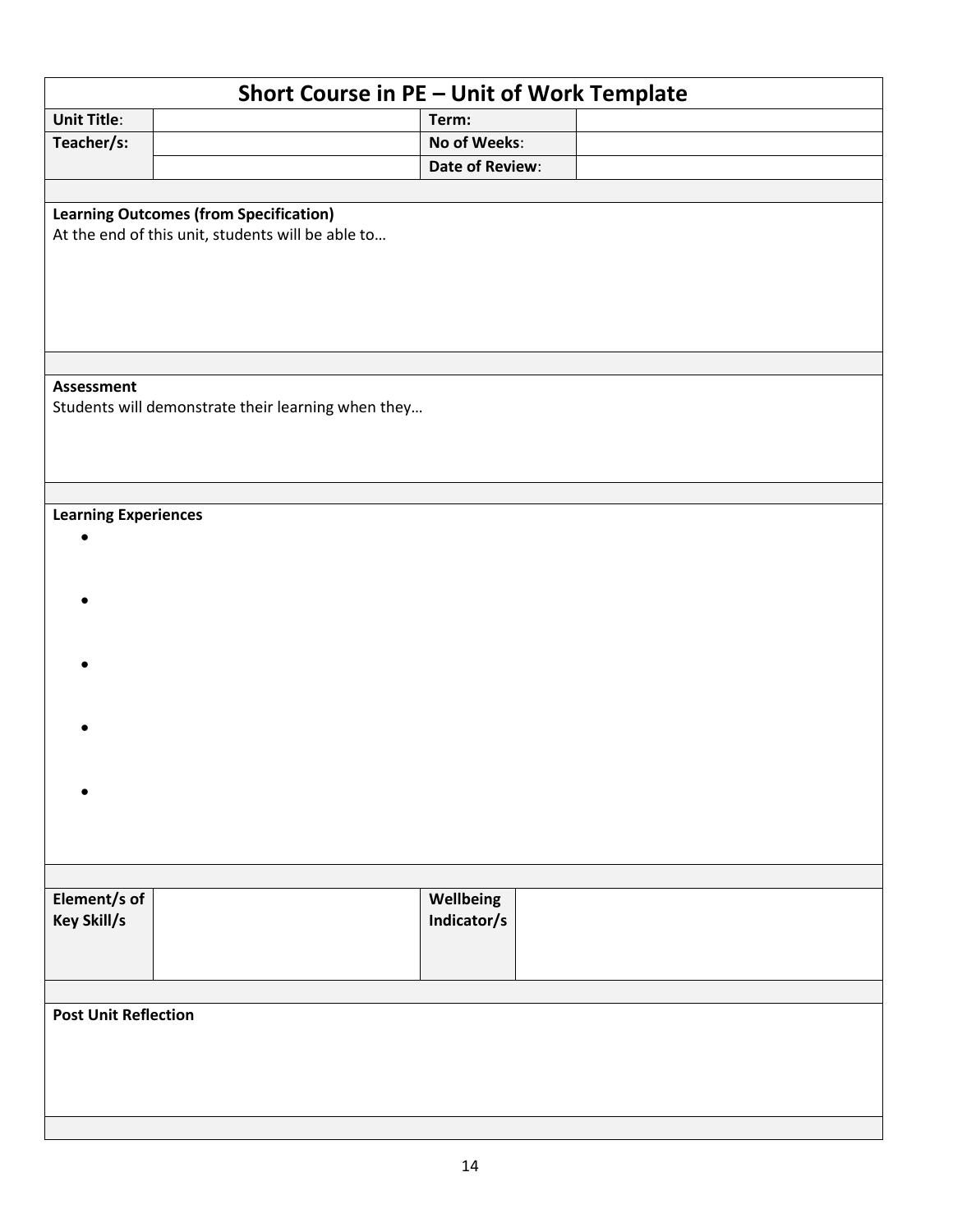## Short Course in PE – Unit of Work Template

| | | | |
|---|---|---|---|
| **Unit Title**: | | **Term:** | |
| **Teacher/s:** | | **No of Weeks**: | |
| | | **Date of Review**: | |

**Learning Outcomes (from Specification)**

At the end of this unit, students will be able to…

**Assessment**

Students will demonstrate their learning when they…

**Learning Experiences**

- 
- 
- 
- 
- 

| | | | |
|---|---|---|---|
| **Element/s of Key Skill/s** | | **Wellbeing Indicator/s** | |

**Post Unit Reflection**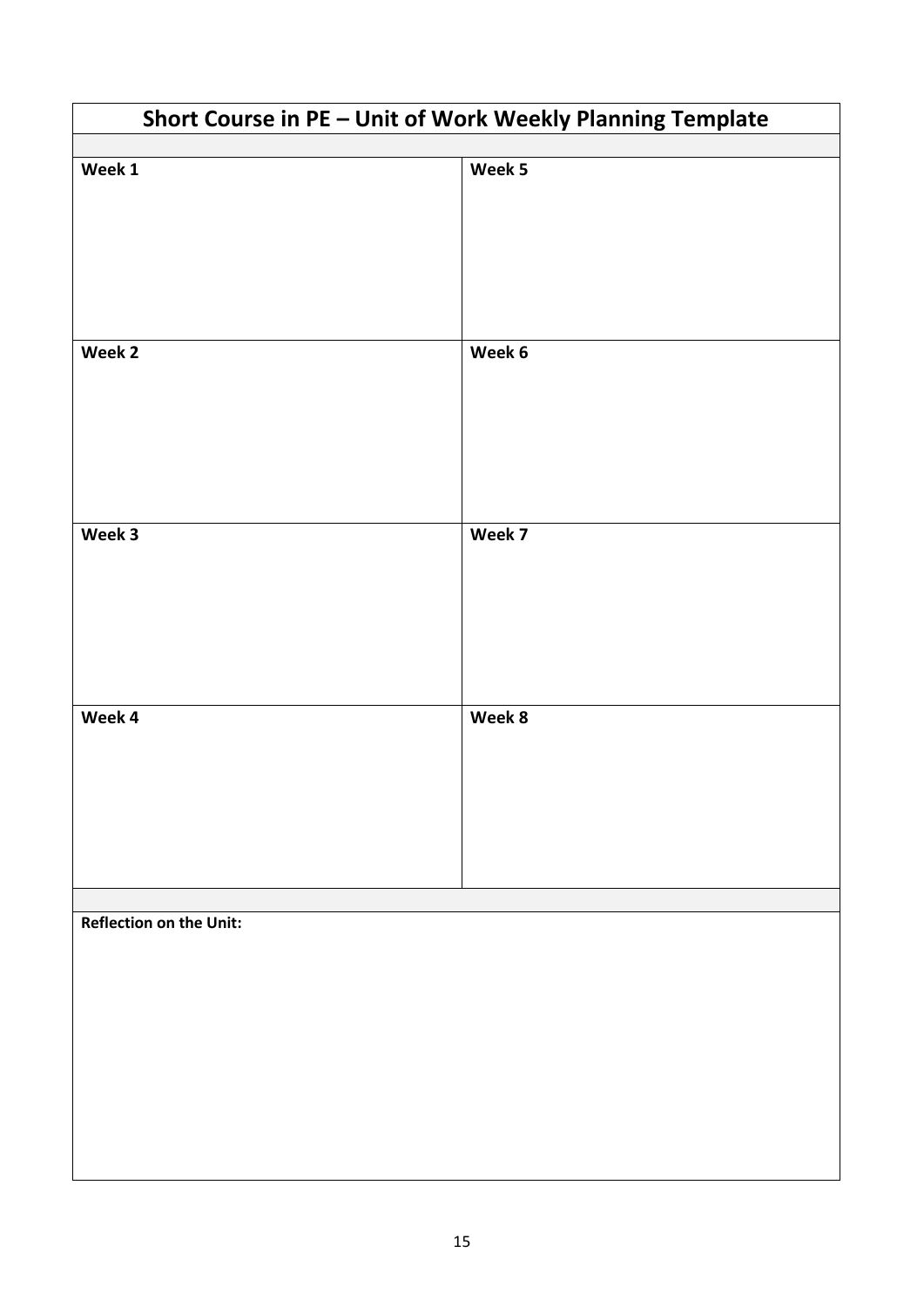# Short Course in PE – Unit of Work Weekly Planning Template

| **Week 1** | **Week 5** |
|---|---|
| | |
| **Week 2** | **Week 6** |
| | |
| **Week 3** | **Week 7** |
| | |
| **Week 4** | **Week 8** |
| | |

**Reflection on the Unit:**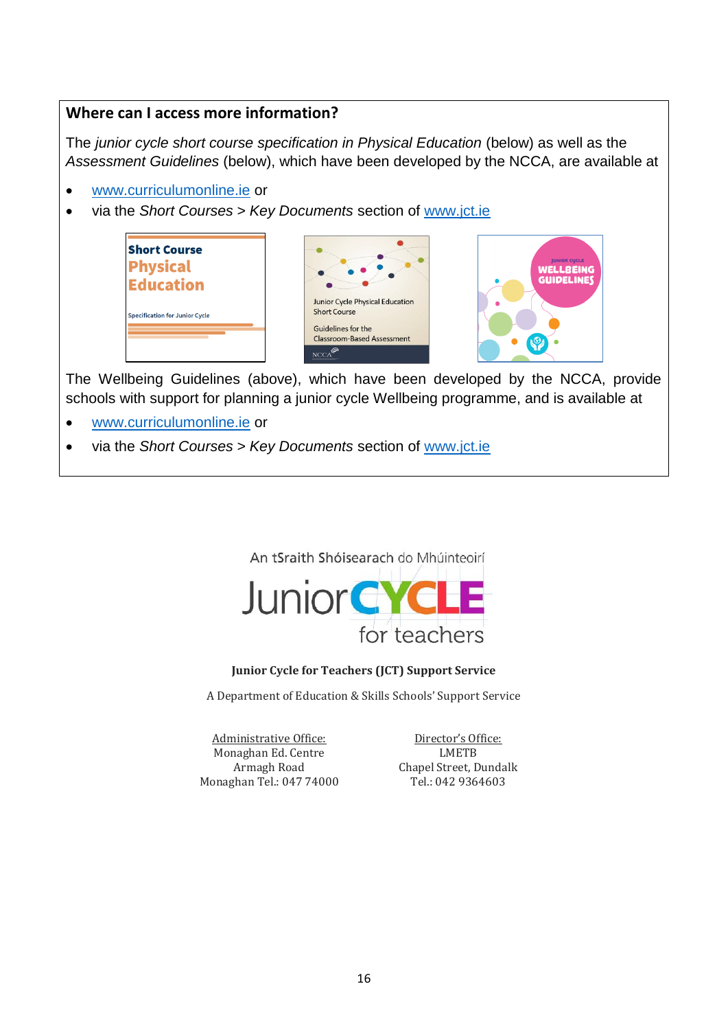## Where can I access more information?

The *junior cycle short course specification in Physical Education* (below) as well as the *Assessment Guidelines* (below), which have been developed by the NCCA, are available at

- www.curriculumonline.ie or
- via the *Short Courses > Key Documents* section of www.jct.ie

The Wellbeing Guidelines (above), which have been developed by the NCCA, provide schools with support for planning a junior cycle Wellbeing programme, and is available at

- www.curriculumonline.ie or
- via the *Short Courses > Key Documents* section of www.jct.ie

An tSraith Shóisearach do Mhúinteoirí

Junior CYCLE for teachers

**Junior Cycle for Teachers (JCT) Support Service**

A Department of Education & Skills Schools' Support Service

Administrative Office:
Monaghan Ed. Centre
Armagh Road
Monaghan Tel.: 047 74000

Director's Office:
LMETB
Chapel Street, Dundalk
Tel.: 042 9364603